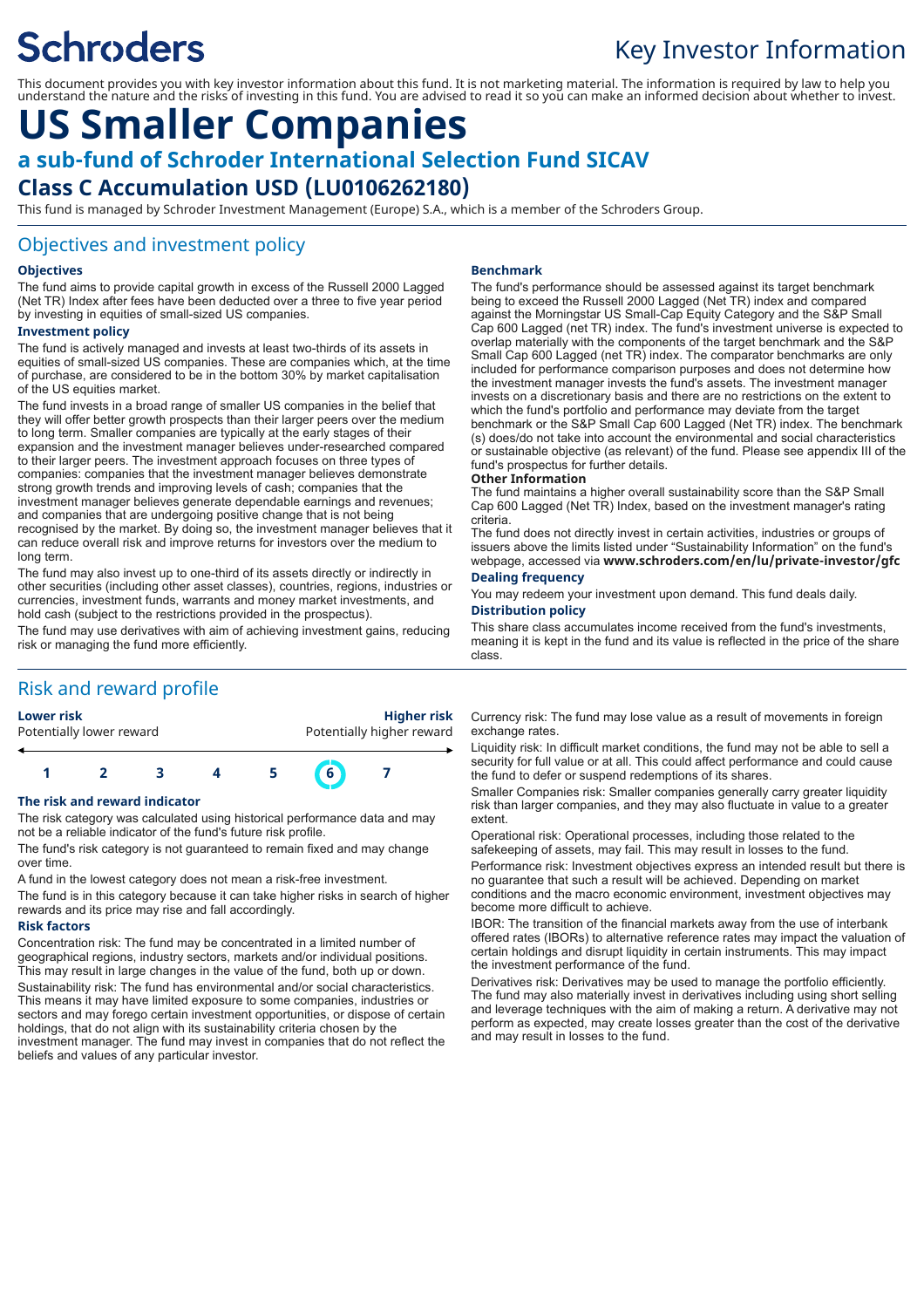Schroders

Key Investor Information

This document provides you with key investor information about this fund. It is not marketing material. The information is required by law to help you understand the nature and the risks of investing in this fund. You are advised to read it so you can make an informed decision about whether to invest.

# US Smaller Companies

## a sub-fund of Schroder International Selection Fund SICAV

### Class C Accumulation USD (LU0106262180)

This fund is managed by Schroder Investment Management (Europe) S.A., which is a member of the Schroders Group.

## Objectives and investment policy

**Objectives**

The fund aims to provide capital growth in excess of the Russell 2000 Lagged (Net TR) Index after fees have been deducted over a three to five year period by investing in equities of small-sized US companies.

**Investment policy**

The fund is actively managed and invests at least two-thirds of its assets in equities of small-sized US companies. These are companies which, at the time of purchase, are considered to be in the bottom 30% by market capitalisation of the US equities market.

The fund invests in a broad range of smaller US companies in the belief that they will offer better growth prospects than their larger peers over the medium to long term. Smaller companies are typically at the early stages of their expansion and the investment manager believes under-researched compared to their larger peers. The investment approach focuses on three types of companies: companies that the investment manager believes demonstrate strong growth trends and improving levels of cash; companies that the investment manager believes generate dependable earnings and revenues; and companies that are undergoing positive change that is not being recognised by the market. By doing so, the investment manager believes that it can reduce overall risk and improve returns for investors over the medium to long term.

The fund may also invest up to one-third of its assets directly or indirectly in other securities (including other asset classes), countries, regions, industries or currencies, investment funds, warrants and money market investments, and hold cash (subject to the restrictions provided in the prospectus).

The fund may use derivatives with aim of investment gains, reducing risk or managing the fund more efficiently.

**Benchmark**

The fund's performance should be assessed against its target benchmark being to exceed the Russell 2000 Lagged (Net TR) index and compared against the Morningstar US Small-Cap Equity Category and the S&P Small Cap 600 Lagged (net TR) index. The fund's investment universe is expected to overlap materially with the components of the target benchmark and the S&P Small Cap 600 Lagged (net TR) index. The comparator benchmarks are only included for performance comparison purposes and does not determine how the investment manager invests the fund's assets. The investment manager invests on a discretionary basis and there are no restrictions on the extent to which the fund's portfolio and performance may deviate from the target benchmark or the S&P Small Cap 600 Lagged (Net TR) index. The benchmark (s) does/do not take into account the environmental and social characteristics or sustainable objective (as relevant) of the fund. Please see appendix III of the fund's prospectus for further details.

**Other Information**

The fund maintains a higher overall sustainability score than the S&P Small Cap 600 Lagged (Net TR) Index, based on the investment manager's rating criteria.

The fund does not directly invest in certain activities, industries or groups of issuers above the limits listed under "Sustainability Information" on the fund's webpage, accessed via **www.schroders.com/en/lu/private-investor/gfc**

**Dealing frequency**

You may redeem your investment upon demand. This fund deals daily.

**Distribution policy**

This share class accumulates income received from the fund's investments, meaning it is kept in the fund and its value is reflected in the price of the share class.

## Risk and reward profile

| **Lower risk** Potentially lower reward | | | | | | **Higher risk** Potentially higher reward |
|---|---|---|---|---|---|---|
| 1 | 2 | 3 | 4 | 5 | **6** | 7 |

**The risk and reward indicator**

The risk category was calculated using historical performance data and may not be a reliable indicator of the fund's future risk profile.

The fund's risk category is not guaranteed to remain fixed and may change over time.

A fund in the lowest category does not mean a risk-free investment.

The fund is in this category because it can take higher risks in search of higher rewards and its price may rise and fall accordingly.

**Risk factors**

Concentration risk: The fund may be concentrated in a limited number of geographical regions, industry sectors, markets and/or individual positions. This may result in large changes in the value of the fund, both up or down.

Sustainability risk: The fund has environmental and/or social characteristics. This means it may have limited exposure to some companies, industries or sectors and may forego certain investment opportunities, or dispose of certain holdings, that do not align with its sustainability criteria chosen by the investment manager. The fund may invest in companies that do not reflect the beliefs and values of any particular investor.

Currency risk: The fund may lose value as a result of movements in foreign exchange rates.

Liquidity risk: In difficult market conditions, the fund may not be able to sell a security for full value or at all. This could affect performance and could cause the fund to defer or suspend redemptions of its shares.

Smaller Companies risk: Smaller companies generally carry greater liquidity risk than larger companies, and they may also fluctuate in value to a greater extent.

Operational risk: Operational processes, including those related to the safekeeping of assets, may fail. This may result in losses to the fund.

Performance risk: Investment objectives express an intended result but there is no guarantee that such a result will be achieved. Depending on market conditions and the macro economic environment, investment objectives may become more difficult to achieve.

IBOR: The transition of the financial markets away from the use of interbank offered rates (IBORs) to alternative reference rates may impact the valuation of certain holdings and disrupt liquidity in certain instruments. This may impact the investment performance of the fund.

Derivatives risk: Derivatives may be used to manage the portfolio efficiently. The fund may also materially invest in derivatives including using short selling and leverage techniques with the aim of making a return. A derivative may not perform as expected, may create losses greater than the cost of the derivative and may result in losses to the fund.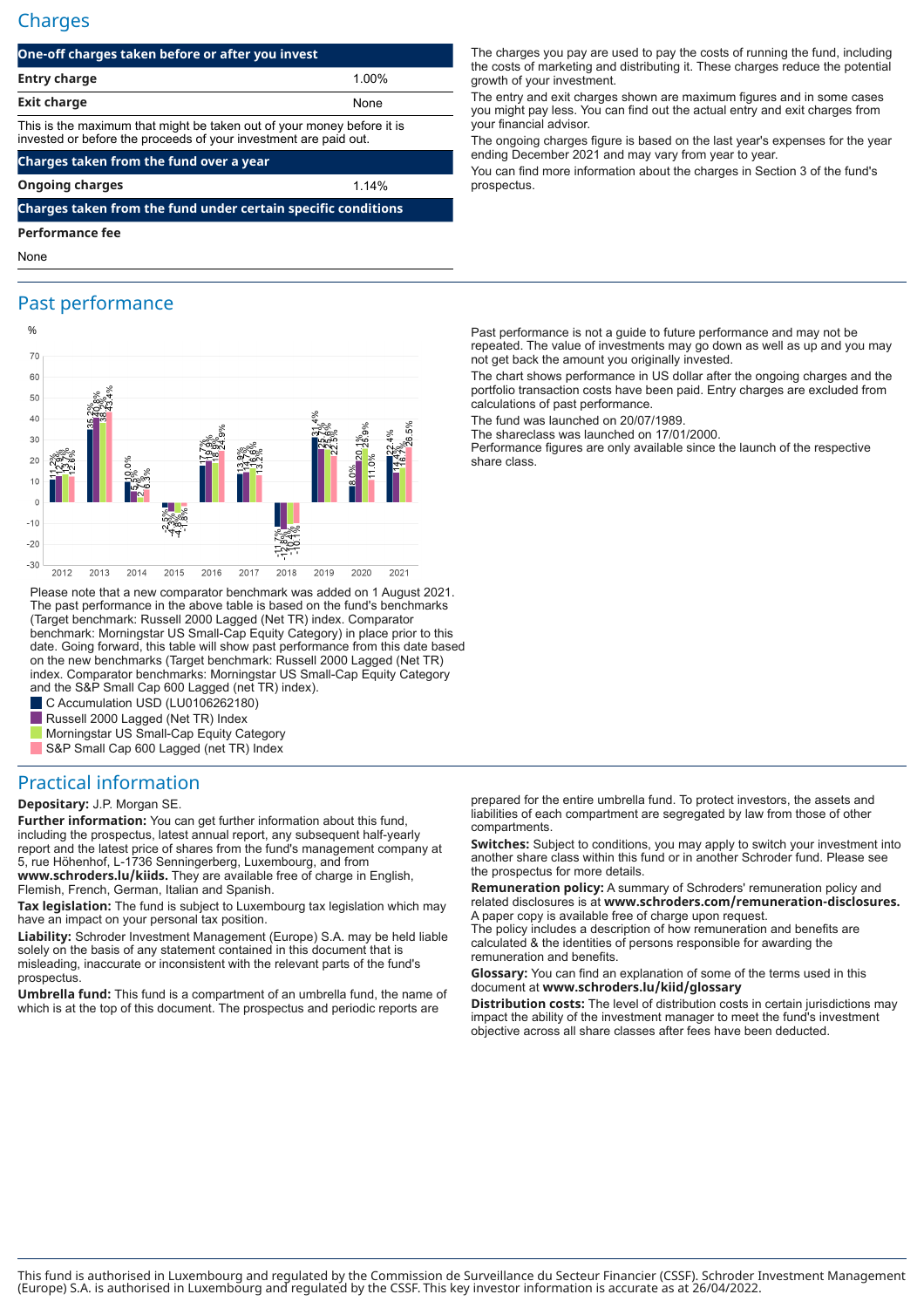## Charges

| One-off charges taken before or after you invest | |
|---|---|
| **Entry charge** | 1.00% |
| **Exit charge** | None |

This is the maximum that might be taken out of your money before it is invested or before the proceeds of your investment are paid out.

| Charges taken from the fund over a year | |
|---|---|
| **Ongoing charges** | 1.14% |

**Charges taken from the fund under certain specific conditions**

**Performance fee**

None

The charges you pay are used to pay the costs of running the fund, including the costs of marketing and distributing it. These charges reduce the potential growth of your investment.

The entry and exit charges shown are maximum figures and in some cases you might pay less. You can find out the actual entry and exit charges from your financial advisor.

The ongoing charges figure is based on the last year's expenses for the year ending December 2021 and may vary from year to year.

You can find more information about the charges in Section 3 of the fund's prospectus.

## Past performance

%

70
60
50
40
30
20
10
0
-10
-20
-30

2012 2013 2014 2015 2016 2017 2018 2019 2020 2021

11.2% 13.7% 12.6%
35.2% 38.2% 43.4%
10.0% 2.7% 6.3%
-2.5% -4.8% -1.8%
17.7% 18.9% 24.9%
13.9% 16.6% 13.2%
-11.7% -12.8% -10.1%
31.4% 25.7% 22.5%
8.0% 20.1% 25.9% 11.0%
22.4% 14.4% 16.7% 26.5%

Please note that a new comparator benchmark was added on 1 August 2021. The past performance in the above table is based on the fund's benchmarks (Target benchmark: Russell 2000 Lagged (Net TR) index. Comparator benchmark: Morningstar US Small-Cap Equity Category) in place prior to this date. Going forward, this table will show past performance from this date based on the new benchmarks (Target benchmark: Russell 2000 Lagged (Net TR) index. Comparator benchmarks: Morningstar US Small-Cap Equity Category and the S&P Small Cap 600 Lagged (net TR) index).

- C Accumulation USD (LU0106262180)
- Russell 2000 Lagged (Net TR) Index
- Morningstar US Small-Cap Equity Category
- S&P Small Cap 600 Lagged (net TR) Index

Past performance is not a guide to future performance and may not be repeated. The value of investments may go down as well as up and you may not get back the amount you originally invested.

The chart shows performance in US dollar after the ongoing charges and the portfolio transaction costs have been paid. Entry charges are excluded from calculations of past performance.

The fund was launched on 20/07/1989.
The shareclass was launched on 17/01/2000.
Performance figures are only available since the launch of the respective share class.

## Practical information

**Depositary:** J.P. Morgan SE.

**Further information:** You can get further information about this fund, including the prospectus, latest annual report, any subsequent half-yearly report and the latest price of shares from the fund's management company at 5, rue Höhenhof, L-1736 Senningerberg, Luxembourg, and from **www.schroders.lu/kiids.** They are available free of charge in English, Flemish, French, German, Italian and Spanish.

**Tax legislation:** The fund is subject to Luxembourg tax legislation which may have an impact on your personal tax position.

**Liability:** Schroder Investment Management (Europe) S.A. may be held liable solely on the basis of any statement contained in this document that is misleading, inaccurate or inconsistent with the relevant parts of the fund's prospectus.

**Umbrella fund:** This fund is a compartment of an umbrella fund, the name of which is at the top of this document. The prospectus and periodic reports are prepared for the entire umbrella fund. To protect investors, the assets and liabilities of each compartment are segregated by law from those of other compartments.

**Switches:** Subject to conditions, you may apply to switch your investment into another share class within this fund or in another Schroder fund. Please see the prospectus for more details.

**Remuneration policy:** A summary of Schroders' remuneration policy and related disclosures is at **www.schroders.com/remuneration-disclosures.** A paper copy is available free of charge upon request.
The policy includes a description of how remuneration and benefits are calculated & the identities of persons responsible for awarding the remuneration and benefits.

**Glossary:** You can find an explanation of some of the terms used in this document at **www.schroders.lu/kiid/glossary**

**Distribution costs:** The level of distribution costs in certain jurisdictions may impact the ability of the investment manager to meet the fund's investment objective across all share classes after fees have been deducted.

This fund is authorised in Luxembourg and regulated by the Commission de Surveillance du Secteur Financier (CSSF). Schroder Investment Management (Europe) S.A. is authorised in Luxembourg and regulated by the CSSF. This key investor information is accurate as at 26/04/2022.